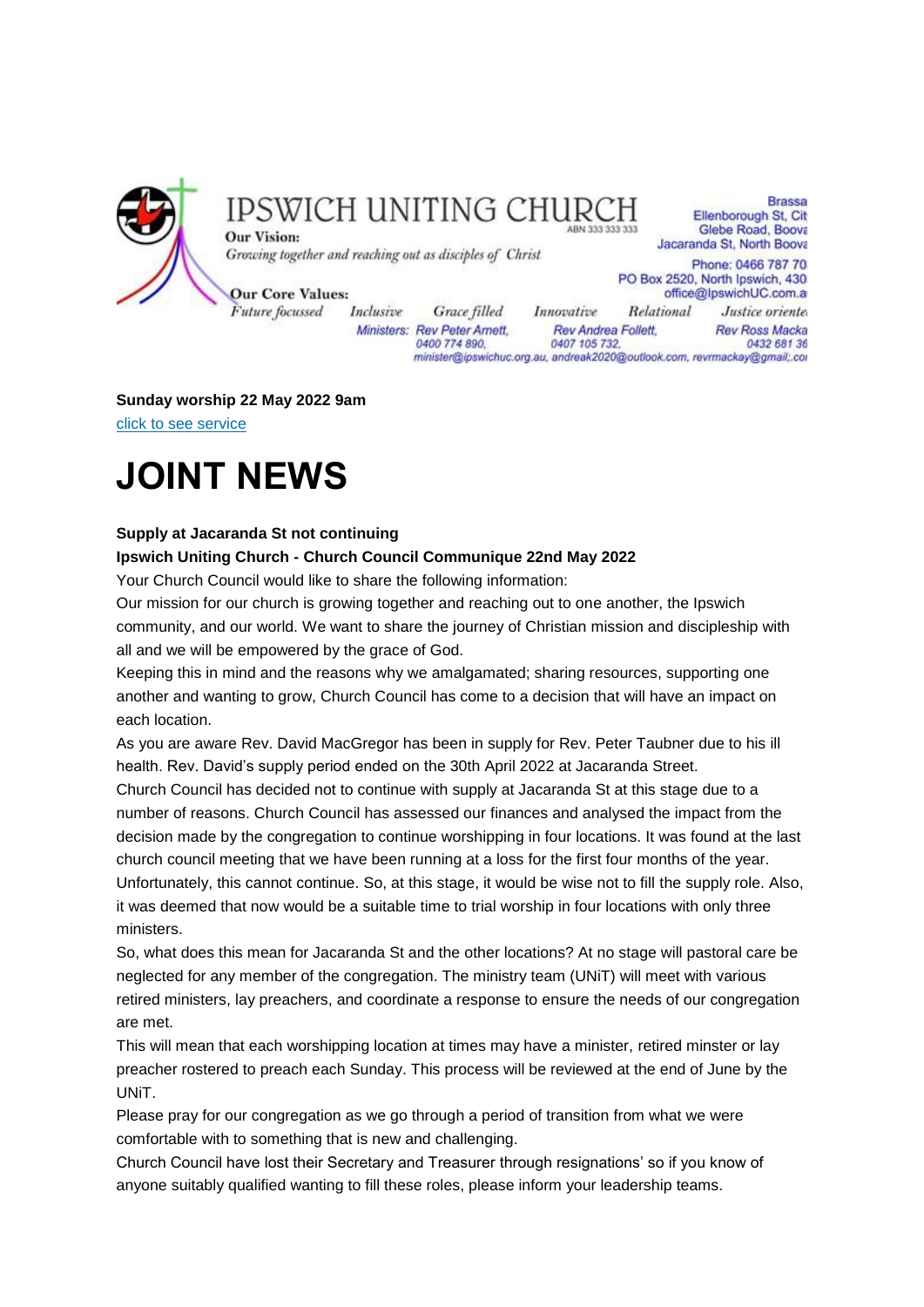# IPSWICH UNITING CHURCH

ABN 333 333 333

**Our Vision:**
*Growing together and reaching out as disciples of Christ*

**Our Core Values:**
*Future focussed* *Inclusive* *Grace filled* *Innovative* *Relational* *Justice oriente*

Brassa
Ellenborough St, Cit
Glebe Road, Boova
Jacaranda St, North Boova

Phone: 0466 787 70
PO Box 2520, North Ipswich, 430
office@IpswichUC.com.a

Ministers: Rev Peter Arnett, 0400 774 890, Rev Andrea Follett, 0407 105 732, Rev Ross Macka 0432 681 36
minister@ipswichuc.org.au, andreak2020@outlook.com, revrmackay@gmail;.co

**Sunday worship 22 May 2022 9am**
click to see service

# JOINT NEWS

**Supply at Jacaranda St not continuing**

**Ipswich Uniting Church - Church Council Communique 22nd May 2022**

Your Church Council would like to share the following information:

Our mission for our church is growing together and reaching out to one another, the Ipswich community, and our world. We want to share the journey of Christian mission and discipleship with all and we will be empowered by the grace of God.

Keeping this in mind and the reasons why we amalgamated; sharing resources, supporting one another and wanting to grow, Church Council has come to a decision that will have an impact on each location.

As you are aware Rev. David MacGregor has been in supply for Rev. Peter Taubner due to his ill health. Rev. David's supply period ended on the 30th April 2022 at Jacaranda Street.

Church Council has decided not to continue with supply at Jacaranda St at this stage due to a number of reasons. Church Council has assessed our finances and analysed the impact from the decision made by the congregation to continue worshipping in four locations. It was found at the last church council meeting that we have been running at a loss for the first four months of the year. Unfortunately, this cannot continue. So, at this stage, it would be wise not to fill the supply role. Also, it was deemed that now would be a suitable time to trial worship in four locations with only three ministers.

So, what does this mean for Jacaranda St and the other locations? At no stage will pastoral care be neglected for any member of the congregation. The ministry team (UNiT) will meet with various retired ministers, lay preachers, and coordinate a response to ensure the needs of our congregation are met.

This will mean that each worshipping location at times may have a minister, retired minster or lay preacher rostered to preach each Sunday. This process will be reviewed at the end of June by the UNiT.

Please pray for our congregation as we go through a period of transition from what we were comfortable with to something that is new and challenging.

Church Council have lost their Secretary and Treasurer through resignations' so if you know of anyone suitably qualified wanting to fill these roles, please inform your leadership teams.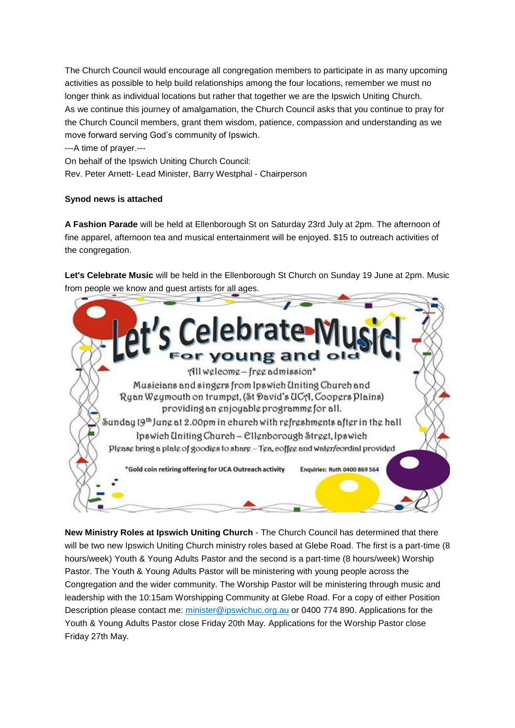The Church Council would encourage all congregation members to participate in as many upcoming activities as possible to help build relationships among the four locations, remember we must no longer think as individual locations but rather that together we are the Ipswich Uniting Church.
As we continue this journey of amalgamation, the Church Council asks that you continue to pray for the Church Council members, grant them wisdom, patience, compassion and understanding as we move forward serving God's community of Ipswich.
---A time of prayer.---
On behalf of the Ipswich Uniting Church Council:
Rev. Peter Arnett- Lead Minister, Barry Westphal - Chairperson

**Synod news is attached**

**A Fashion Parade** will be held at Ellenborough St on Saturday 23rd July at 2pm. The afternoon of fine apparel, afternoon tea and musical entertainment will be enjoyed. $15 to outreach activities of the congregation.

**Let's Celebrate Music** will be held in the Ellenborough St Church on Sunday 19 June at 2pm. Music from people we know and guest artists for all ages.

# Let's Celebrate Music!

## For young and old

All welcome – free admission*

Musicians and singers from Ipswich Uniting Church and Ryan Weymouth on trumpet, (St David's UCA, Coopers Plains) providing an enjoyable programme for all.

Sunday 19th June at 2.00pm in church with refreshments after in the hall

Ipswich Uniting Church – Ellenborough Street, Ipswich

Please bring a plate of goodies to share – Tea, coffee and water/cordial provided

*Gold coin retiring offering for UCA Outreach activity    Enquiries: Ruth 0400 869 564

**New Ministry Roles at Ipswich Uniting Church** - The Church Council has determined that there will be two new Ipswich Uniting Church ministry roles based at Glebe Road. The first is a part-time (8 hours/week) Youth & Young Adults Pastor and the second is a part-time (8 hours/week) Worship Pastor. The Youth & Young Adults Pastor will be ministering with young people across the Congregation and the wider community. The Worship Pastor will be ministering through music and leadership with the 10:15am Worshipping Community at Glebe Road. For a copy of either Position Description please contact me: minister@ipswichuc.org.au or 0400 774 890. Applications for the Youth & Young Adults Pastor close Friday 20th May. Applications for the Worship Pastor close Friday 27th May.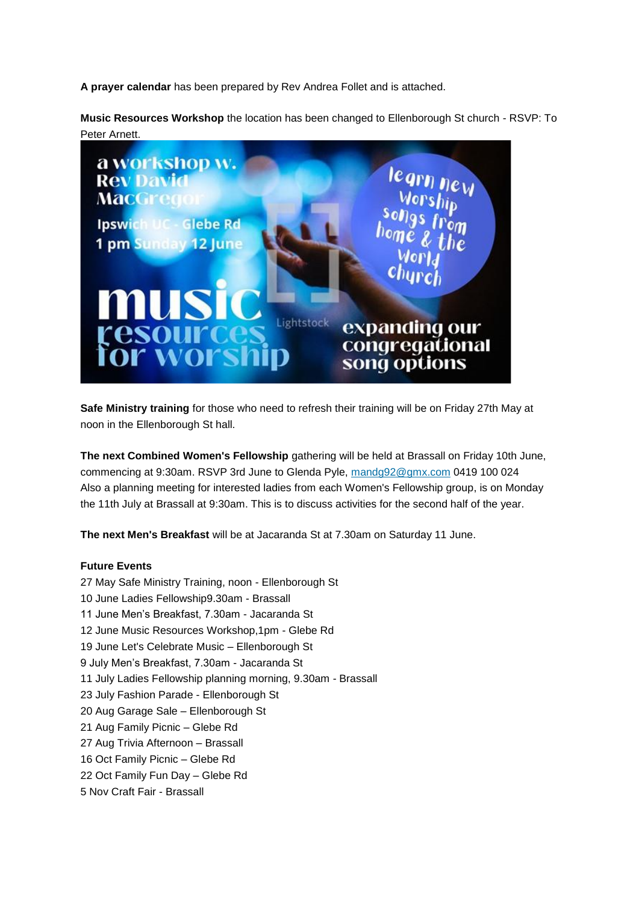**A prayer calendar** has been prepared by Rev Andrea Follet and is attached.

**Music Resources Workshop** the location has been changed to Ellenborough St church - RSVP: To Peter Arnett.

**Safe Ministry training** for those who need to refresh their training will be on Friday 27th May at noon in the Ellenborough St hall.

**The next Combined Women's Fellowship** gathering will be held at Brassall on Friday 10th June, commencing at 9:30am. RSVP 3rd June to Glenda Pyle, mandg92@gmx.com 0419 100 024
Also a planning meeting for interested ladies from each Women's Fellowship group, is on Monday the 11th July at Brassall at 9:30am. This is to discuss activities for the second half of the year.

**The next Men's Breakfast** will be at Jacaranda St at 7.30am on Saturday 11 June.

**Future Events**

27 May Safe Ministry Training, noon - Ellenborough St
10 June Ladies Fellowship9.30am - Brassall
11 June Men's Breakfast, 7.30am - Jacaranda St
12 June Music Resources Workshop,1pm - Glebe Rd
19 June Let's Celebrate Music – Ellenborough St
9 July Men's Breakfast, 7.30am - Jacaranda St
11 July Ladies Fellowship planning morning, 9.30am - Brassall
23 July Fashion Parade - Ellenborough St
20 Aug Garage Sale – Ellenborough St
21 Aug Family Picnic – Glebe Rd
27 Aug Trivia Afternoon – Brassall
16 Oct Family Picnic – Glebe Rd
22 Oct Family Fun Day – Glebe Rd
5 Nov Craft Fair - Brassall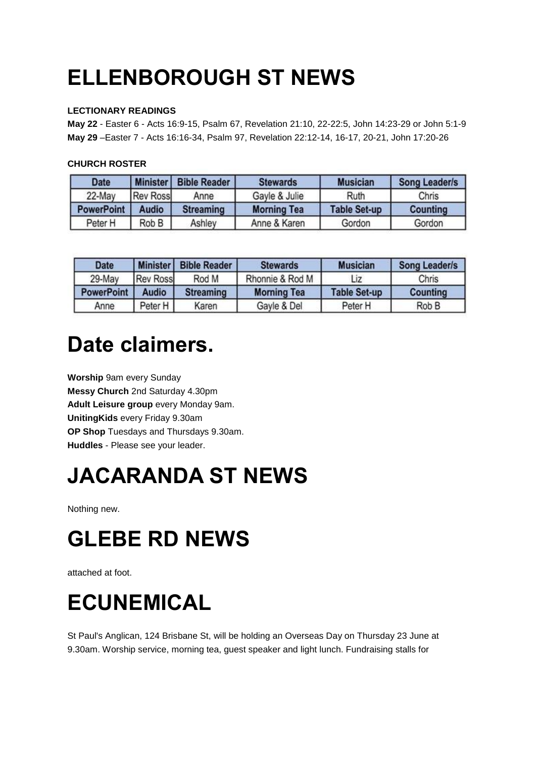# ELLENBOROUGH ST NEWS

**LECTIONARY READINGS**

**May 22** - Easter 6 - Acts 16:9-15, Psalm 67, Revelation 21:10, 22-22:5, John 14:23-29 or John 5:1-9

**May 29** –Easter 7 - Acts 16:16-34, Psalm 97, Revelation 22:12-14, 16-17, 20-21, John 17:20-26

**CHURCH ROSTER**

| Date | Minister | Bible Reader | Stewards | Musician | Song Leader/s |
|---|---|---|---|---|---|
| 22-May | Rev Ross | Anne | Gayle & Julie | Ruth | Chris |
| **PowerPoint** | **Audio** | **Streaming** | **Morning Tea** | **Table Set-up** | **Counting** |
| Peter H | Rob B | Ashley | Anne & Karen | Gordon | Gordon |

| Date | Minister | Bible Reader | Stewards | Musician | Song Leader/s |
|---|---|---|---|---|---|
| 29-May | Rev Ross | Rod M | Rhonnie & Rod M | Liz | Chris |
| **PowerPoint** | **Audio** | **Streaming** | **Morning Tea** | **Table Set-up** | **Counting** |
| Anne | Peter H | Karen | Gayle & Del | Peter H | Rob B |

# Date claimers.

**Worship** 9am every Sunday
**Messy Church** 2nd Saturday 4.30pm
**Adult Leisure group** every Monday 9am.
**UnitingKids** every Friday 9.30am
**OP Shop** Tuesdays and Thursdays 9.30am.
**Huddles** - Please see your leader.

# JACARANDA ST NEWS

Nothing new.

# GLEBE RD NEWS

attached at foot.

# ECUNEMICAL

St Paul's Anglican, 124 Brisbane St, will be holding an Overseas Day on Thursday 23 June at 9.30am. Worship service, morning tea, guest speaker and light lunch. Fundraising stalls for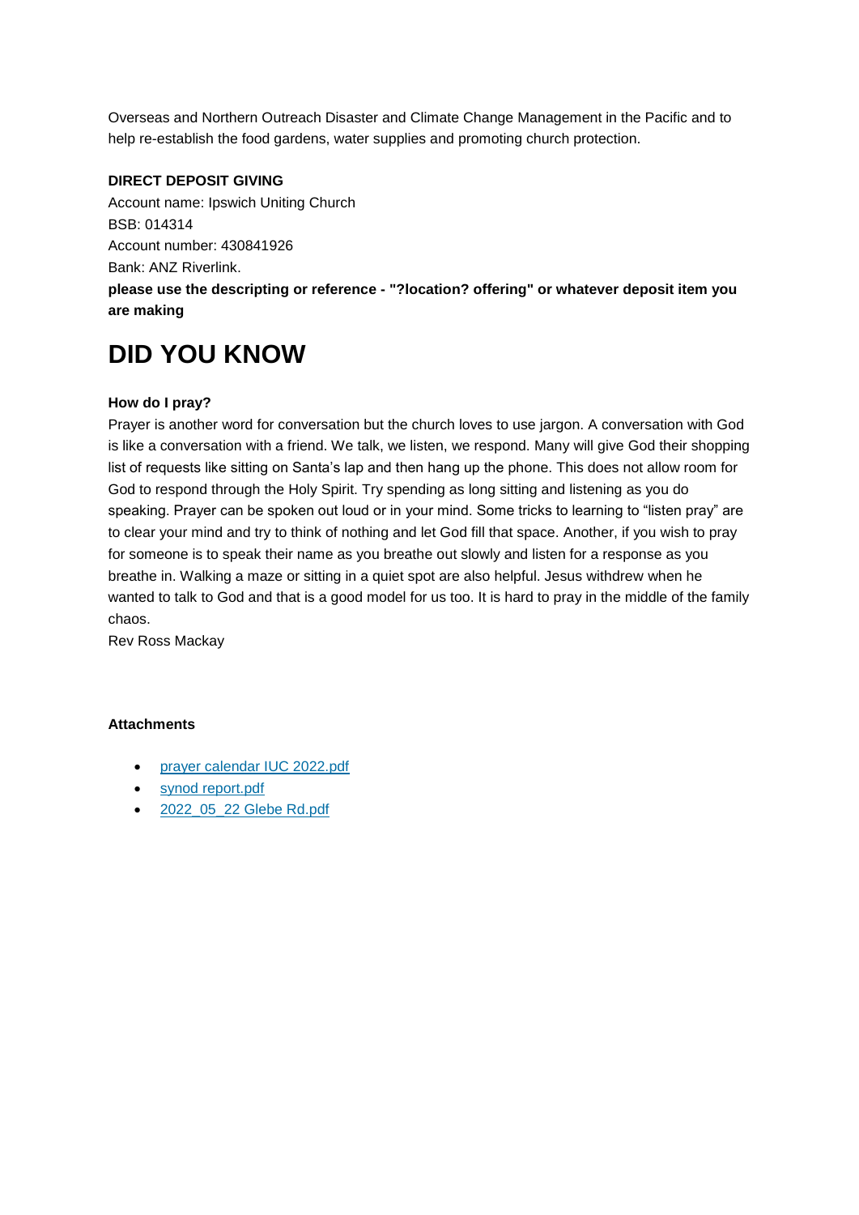Overseas and Northern Outreach Disaster and Climate Change Management in the Pacific and to help re-establish the food gardens, water supplies and promoting church protection.

**DIRECT DEPOSIT GIVING**

Account name: Ipswich Uniting Church
BSB: 014314
Account number: 430841926
Bank: ANZ Riverlink.
**please use the descripting or reference - "?location? offering" or whatever deposit item you are making**

# DID YOU KNOW

**How do I pray?**

Prayer is another word for conversation but the church loves to use jargon. A conversation with God is like a conversation with a friend. We talk, we listen, we respond. Many will give God their shopping list of requests like sitting on Santa's lap and then hang up the phone. This does not allow room for God to respond through the Holy Spirit. Try spending as long sitting and listening as you do speaking. Prayer can be spoken out loud or in your mind. Some tricks to learning to "listen pray" are to clear your mind and try to think of nothing and let God fill that space. Another, if you wish to pray for someone is to speak their name as you breathe out slowly and listen for a response as you breathe in. Walking a maze or sitting in a quiet spot are also helpful. Jesus withdrew when he wanted to talk to God and that is a good model for us too. It is hard to pray in the middle of the family chaos.

Rev Ross Mackay

**Attachments**

- prayer calendar IUC 2022.pdf
- synod report.pdf
- 2022_05_22 Glebe Rd.pdf